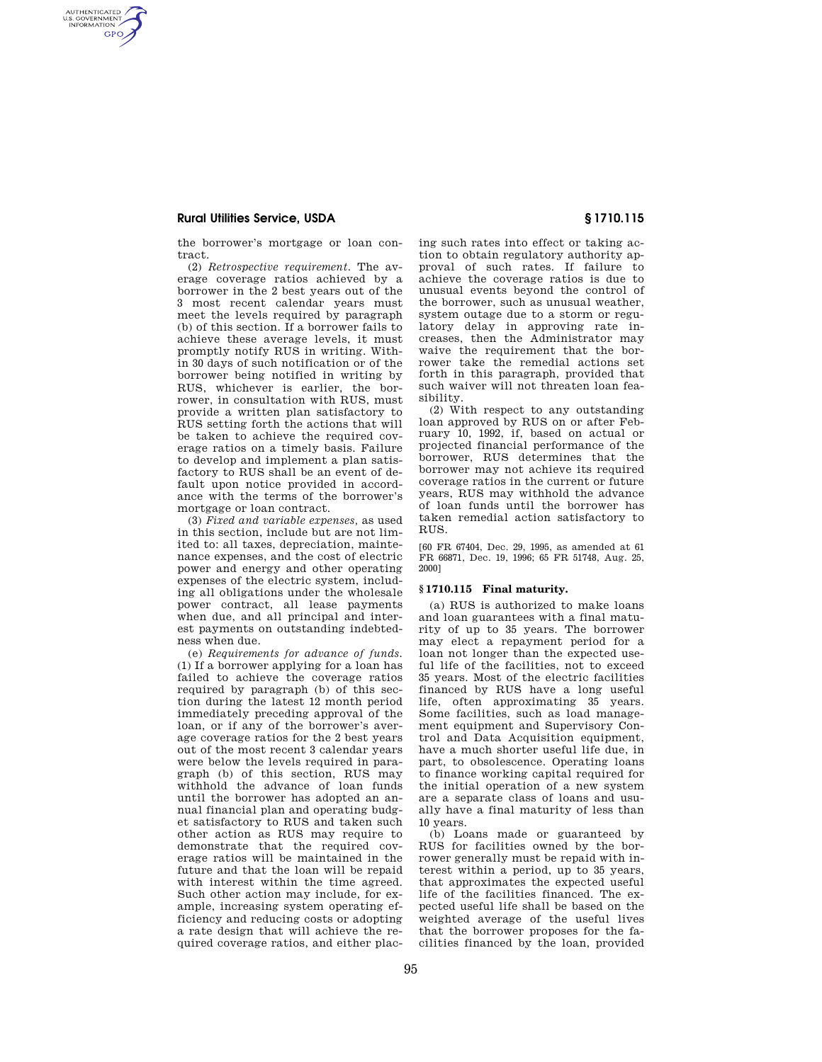the borrower's mortgage or loan contract.

(2) *Retrospective requirement.* The average coverage ratios achieved by a borrower in the 2 best years out of the 3 most recent calendar years must meet the levels required by paragraph (b) of this section. If a borrower fails to achieve these average levels, it must promptly notify RUS in writing. Within 30 days of such notification or of the borrower being notified in writing by RUS, whichever is earlier, the borrower, in consultation with RUS, must provide a written plan satisfactory to RUS setting forth the actions that will be taken to achieve the required coverage ratios on a timely basis. Failure to develop and implement a plan satisfactory to RUS shall be an event of default upon notice provided in accordance with the terms of the borrower's mortgage or loan contract.

(3) *Fixed and variable expenses,* as used in this section, include but are not limited to: all taxes, depreciation, maintenance expenses, and the cost of electric power and energy and other operating expenses of the electric system, including all obligations under the wholesale power contract, all lease payments when due, and all principal and interest payments on outstanding indebtedness when due.

(e) *Requirements for advance of funds.* (1) If a borrower applying for a loan has failed to achieve the coverage ratios required by paragraph (b) of this section during the latest 12 month period immediately preceding approval of the loan, or if any of the borrower's average coverage ratios for the 2 best years out of the most recent 3 calendar years were below the levels required in paragraph (b) of this section, RUS may withhold the advance of loan funds until the borrower has adopted an annual financial plan and operating budget satisfactory to RUS and taken such other action as RUS may require to demonstrate that the required coverage ratios will be maintained in the future and that the loan will be repaid with interest within the time agreed. Such other action may include, for example, increasing system operating efficiency and reducing costs or adopting a rate design that will achieve the required coverage ratios, and either placing such rates into effect or taking action to obtain regulatory authority approval of such rates. If failure to achieve the coverage ratios is due to unusual events beyond the control of the borrower, such as unusual weather, system outage due to a storm or regulatory delay in approving rate increases, then the Administrator may waive the requirement that the borrower take the remedial actions set forth in this paragraph, provided that such waiver will not threaten loan feasibility.

(2) With respect to any outstanding loan approved by RUS on or after February 10, 1992, if, based on actual or projected financial performance of the borrower, RUS determines that the borrower may not achieve its required coverage ratios in the current or future years, RUS may withhold the advance of loan funds until the borrower has taken remedial action satisfactory to RUS.

[60 FR 67404, Dec. 29, 1995, as amended at 61 FR 66871, Dec. 19, 1996; 65 FR 51748, Aug. 25, 2000]

## § 1710.115 Final maturity.

(a) RUS is authorized to make loans and loan guarantees with a final maturity of up to 35 years. The borrower may elect a repayment period for a loan not longer than the expected useful life of the facilities, not to exceed 35 years. Most of the electric facilities financed by RUS have a long useful life, often approximating 35 years. Some facilities, such as load management equipment and Supervisory Control and Data Acquisition equipment, have a much shorter useful life due, in part, to obsolescence. Operating loans to finance working capital required for the initial operation of a new system are a separate class of loans and usually have a final maturity of less than 10 years.

(b) Loans made or guaranteed by RUS for facilities owned by the borrower generally must be repaid with interest within a period, up to 35 years, that approximates the expected useful life of the facilities financed. The expected useful life shall be based on the weighted average of the useful lives that the borrower proposes for the facilities financed by the loan, provided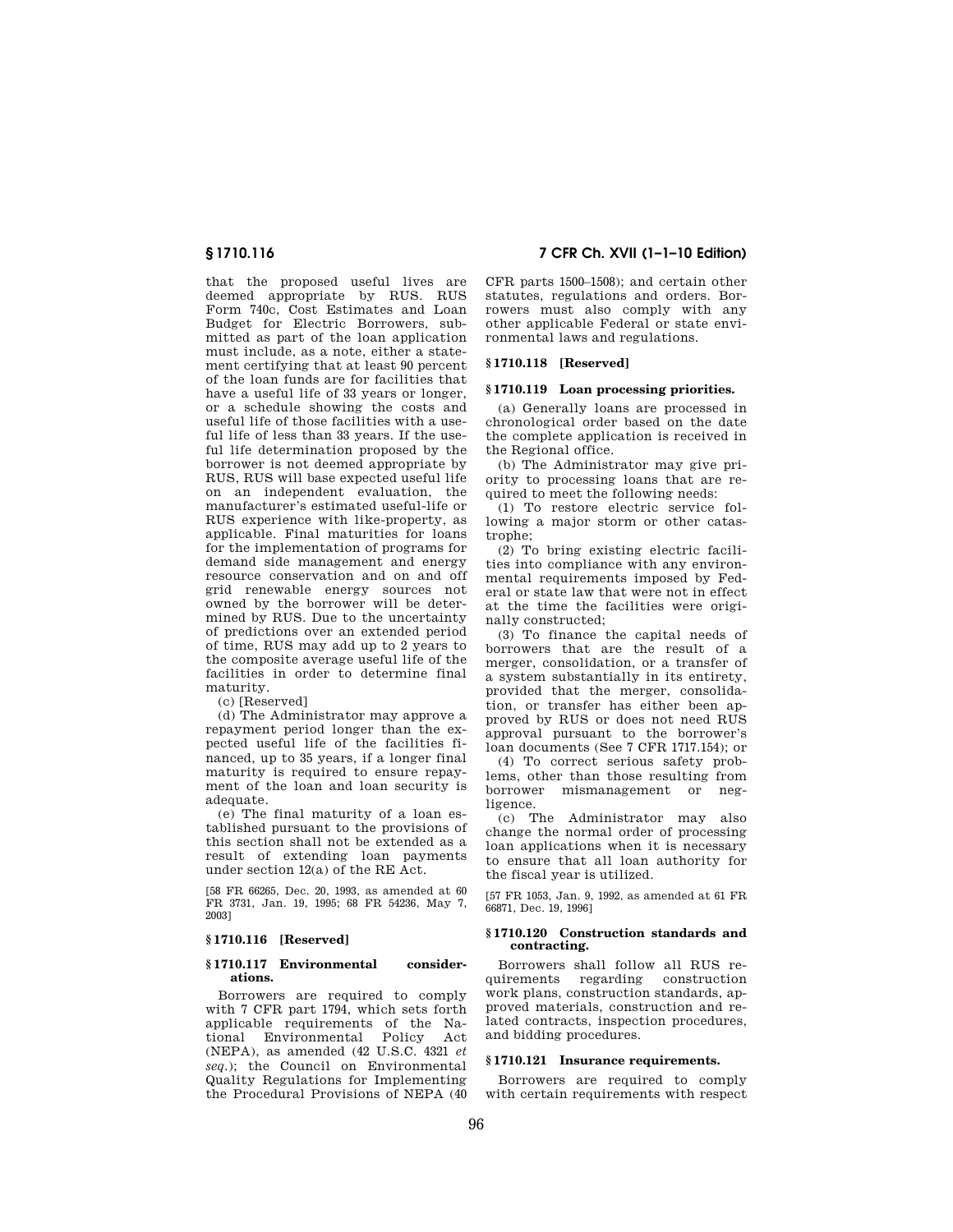that the proposed useful lives are deemed appropriate by RUS. RUS Form 740c, Cost Estimates and Loan Budget for Electric Borrowers, submitted as part of the loan application must include, as a note, either a statement certifying that at least 90 percent of the loan funds are for facilities that have a useful life of 33 years or longer, or a schedule showing the costs and useful life of those facilities with a useful life of less than 33 years. If the useful life determination proposed by the borrower is not deemed appropriate by RUS, RUS will base expected useful life on an independent evaluation, the manufacturer's estimated useful-life or RUS experience with like-property, as applicable. Final maturities for loans for the implementation of programs for demand side management and energy resource conservation and on and off grid renewable energy sources not owned by the borrower will be determined by RUS. Due to the uncertainty of predictions over an extended period of time, RUS may add up to 2 years to the composite average useful life of the facilities in order to determine final maturity.

(c) [Reserved]

(d) The Administrator may approve a repayment period longer than the expected useful life of the facilities financed, up to 35 years, if a longer final maturity is required to ensure repayment of the loan and loan security is adequate.

(e) The final maturity of a loan established pursuant to the provisions of this section shall not be extended as a result of extending loan payments under section 12(a) of the RE Act.

[58 FR 66265, Dec. 20, 1993, as amended at 60 FR 3731, Jan. 19, 1995; 68 FR 54236, May 7, 2003]

### § 1710.116 [Reserved]

### § 1710.117 Environmental considerations.

Borrowers are required to comply with 7 CFR part 1794, which sets forth applicable requirements of the National Environmental Policy Act (NEPA), as amended (42 U.S.C. 4321 *et seq.*); the Council on Environmental Quality Regulations for Implementing the Procedural Provisions of NEPA (40 CFR parts 1500–1508); and certain other statutes, regulations and orders. Borrowers must also comply with any other applicable Federal or state environmental laws and regulations.

### § 1710.118 [Reserved]

### § 1710.119 Loan processing priorities.

(a) Generally loans are processed in chronological order based on the date the complete application is received in the Regional office.

(b) The Administrator may give priority to processing loans that are required to meet the following needs:

(1) To restore electric service following a major storm or other catastrophe;

(2) To bring existing electric facilities into compliance with any environmental requirements imposed by Federal or state law that were not in effect at the time the facilities were originally constructed;

(3) To finance the capital needs of borrowers that are the result of a merger, consolidation, or a transfer of a system substantially in its entirety, provided that the merger, consolidation, or transfer has either been approved by RUS or does not need RUS approval pursuant to the borrower's loan documents (See 7 CFR 1717.154); or

(4) To correct serious safety problems, other than those resulting from borrower mismanagement or negligence.

(c) The Administrator may also change the normal order of processing loan applications when it is necessary to ensure that all loan authority for the fiscal year is utilized.

[57 FR 1053, Jan. 9, 1992, as amended at 61 FR 66871, Dec. 19, 1996]

### § 1710.120 Construction standards and contracting.

Borrowers shall follow all RUS requirements regarding construction work plans, construction standards, approved materials, construction and related contracts, inspection procedures, and bidding procedures.

### § 1710.121 Insurance requirements.

Borrowers are required to comply with certain requirements with respect